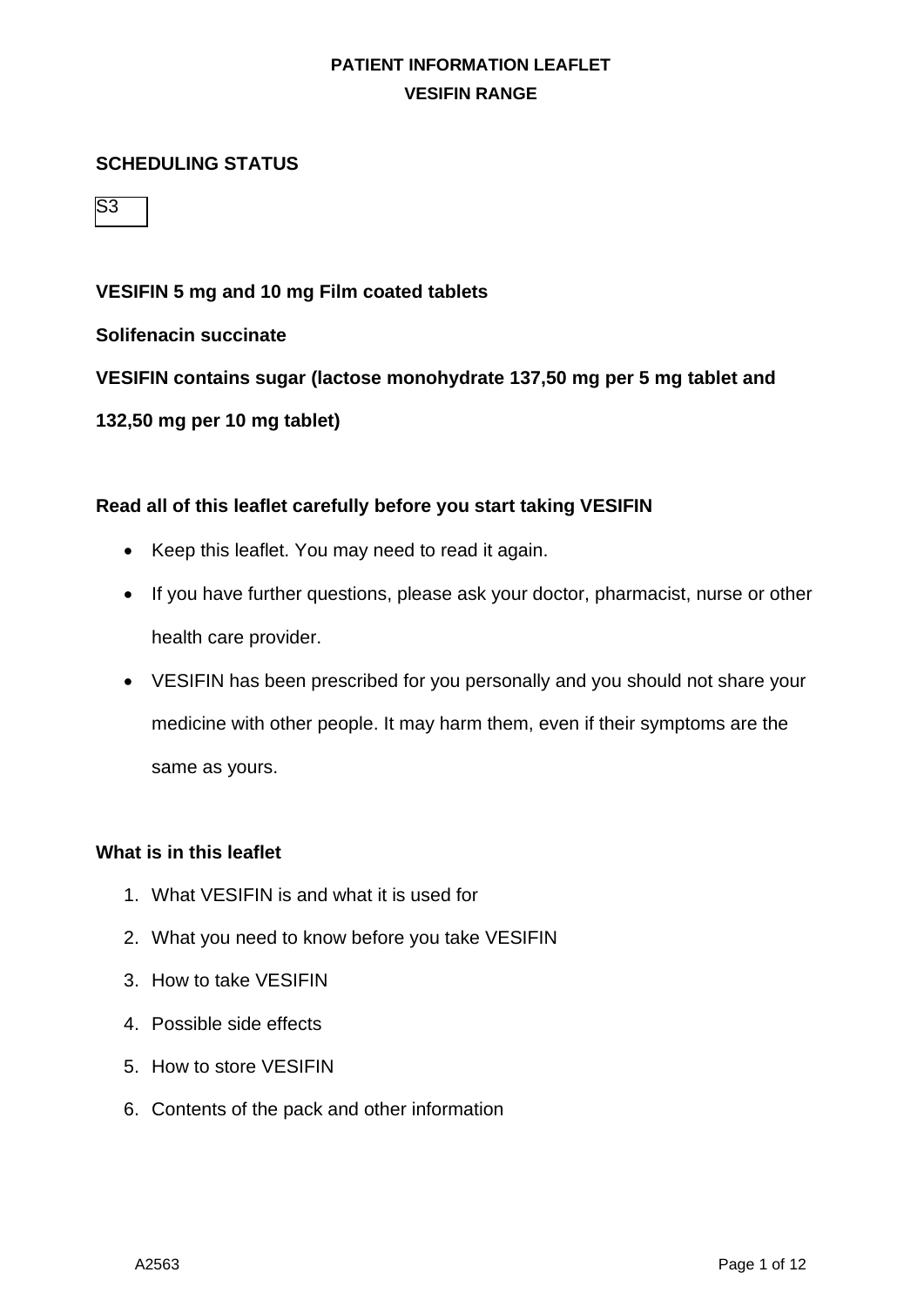**PATIENT INFORMATION LEAFLET**

**VESIFIN RANGE**

**SCHEDULING STATUS**

S3

**VESIFIN 5 mg and 10 mg Film coated tablets**

**Solifenacin succinate**

**VESIFIN contains sugar (lactose monohydrate 137,50 mg per 5 mg tablet and 132,50 mg per 10 mg tablet)**

**Read all of this leaflet carefully before you start taking VESIFIN**

- Keep this leaflet. You may need to read it again.
- If you have further questions, please ask your doctor, pharmacist, nurse or other health care provider.
- VESIFIN has been prescribed for you personally and you should not share your medicine with other people. It may harm them, even if their symptoms are the same as yours.

**What is in this leaflet**

1. What VESIFIN is and what it is used for
2. What you need to know before you take VESIFIN
3. How to take VESIFIN
4. Possible side effects
5. How to store VESIFIN
6. Contents of the pack and other information

A2563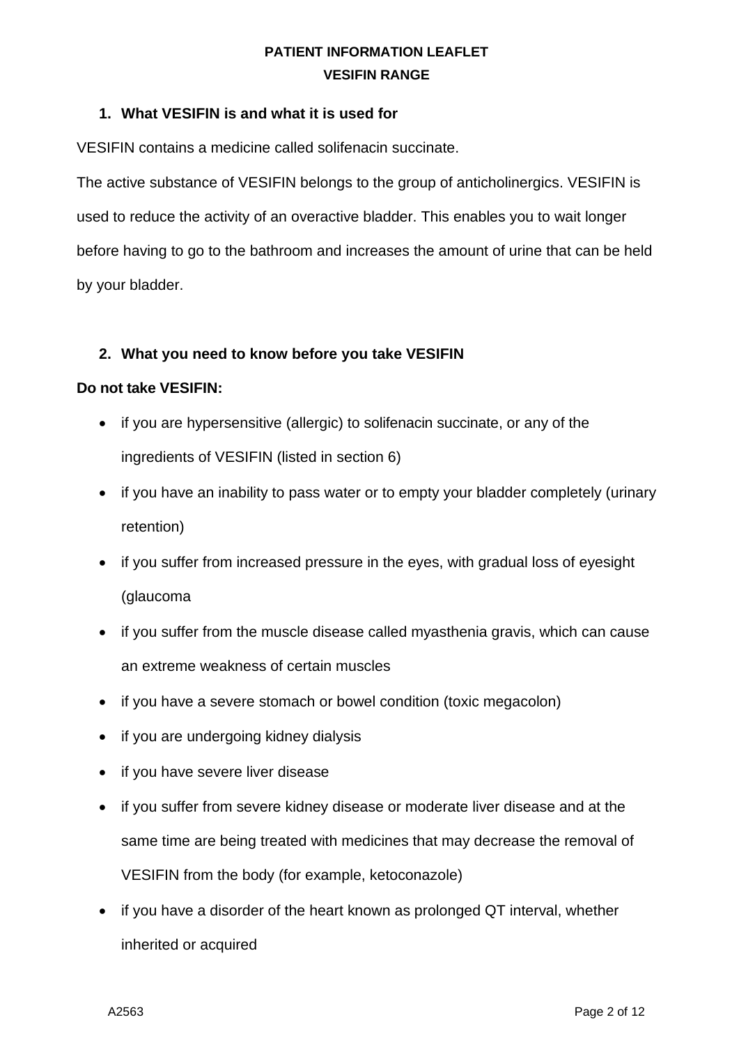1. **What VESIFIN is and what it is used for**

VESIFIN contains a medicine called solifenacin succinate.

The active substance of VESIFIN belongs to the group of anticholinergics. VESIFIN is used to reduce the activity of an overactive bladder. This enables you to wait longer before having to go to the bathroom and increases the amount of urine that can be held by your bladder.

2. **What you need to know before you take VESIFIN**

**Do not take VESIFIN:**

- if you are hypersensitive (allergic) to solifenacin succinate, or any of the ingredients of VESIFIN (listed in section 6)
- if you have an inability to pass water or to empty your bladder completely (urinary retention)
- if you suffer from increased pressure in the eyes, with gradual loss of eyesight (glaucoma
- if you suffer from the muscle disease called myasthenia gravis, which can cause an extreme weakness of certain muscles
- if you have a severe stomach or bowel condition (toxic megacolon)
- if you are undergoing kidney dialysis
- if you have severe liver disease
- if you suffer from severe kidney disease or moderate liver disease and at the same time are being treated with medicines that may decrease the removal of VESIFIN from the body (for example, ketoconazole)
- if you have a disorder of the heart known as prolonged QT interval, whether inherited or acquired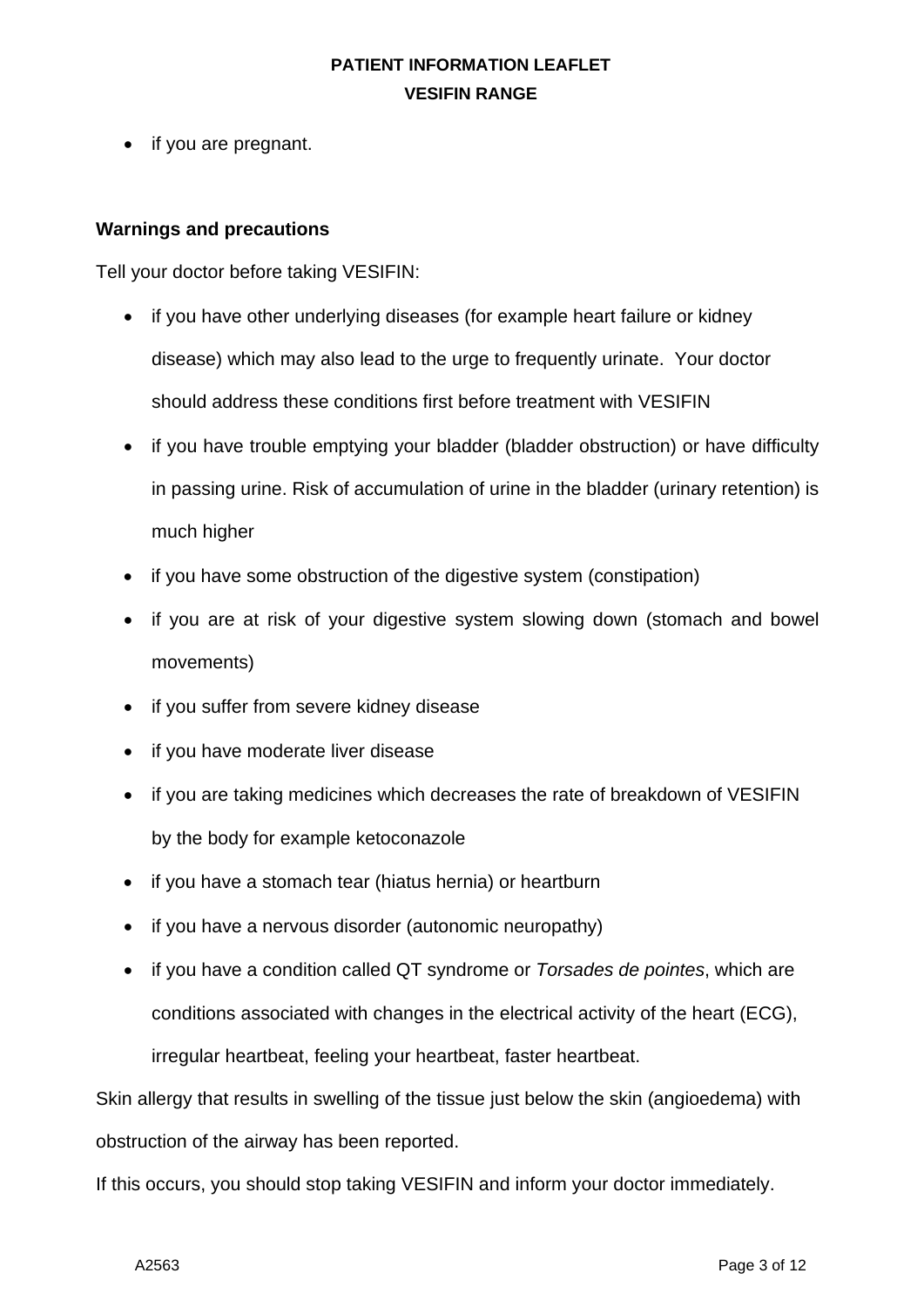- if you are pregnant.

**Warnings and precautions**

Tell your doctor before taking VESIFIN:

- if you have other underlying diseases (for example heart failure or kidney disease) which may also lead to the urge to frequently urinate. Your doctor should address these conditions first before treatment with VESIFIN
- if you have trouble emptying your bladder (bladder obstruction) or have difficulty in passing urine. Risk of accumulation of urine in the bladder (urinary retention) is much higher
- if you have some obstruction of the digestive system (constipation)
- if you are at risk of your digestive system slowing down (stomach and bowel movements)
- if you suffer from severe kidney disease
- if you have moderate liver disease
- if you are taking medicines which decreases the rate of breakdown of VESIFIN by the body for example ketoconazole
- if you have a stomach tear (hiatus hernia) or heartburn
- if you have a nervous disorder (autonomic neuropathy)
- if you have a condition called QT syndrome or *Torsades de pointes*, which are conditions associated with changes in the electrical activity of the heart (ECG), irregular heartbeat, feeling your heartbeat, faster heartbeat.

Skin allergy that results in swelling of the tissue just below the skin (angioedema) with obstruction of the airway has been reported.

If this occurs, you should stop taking VESIFIN and inform your doctor immediately.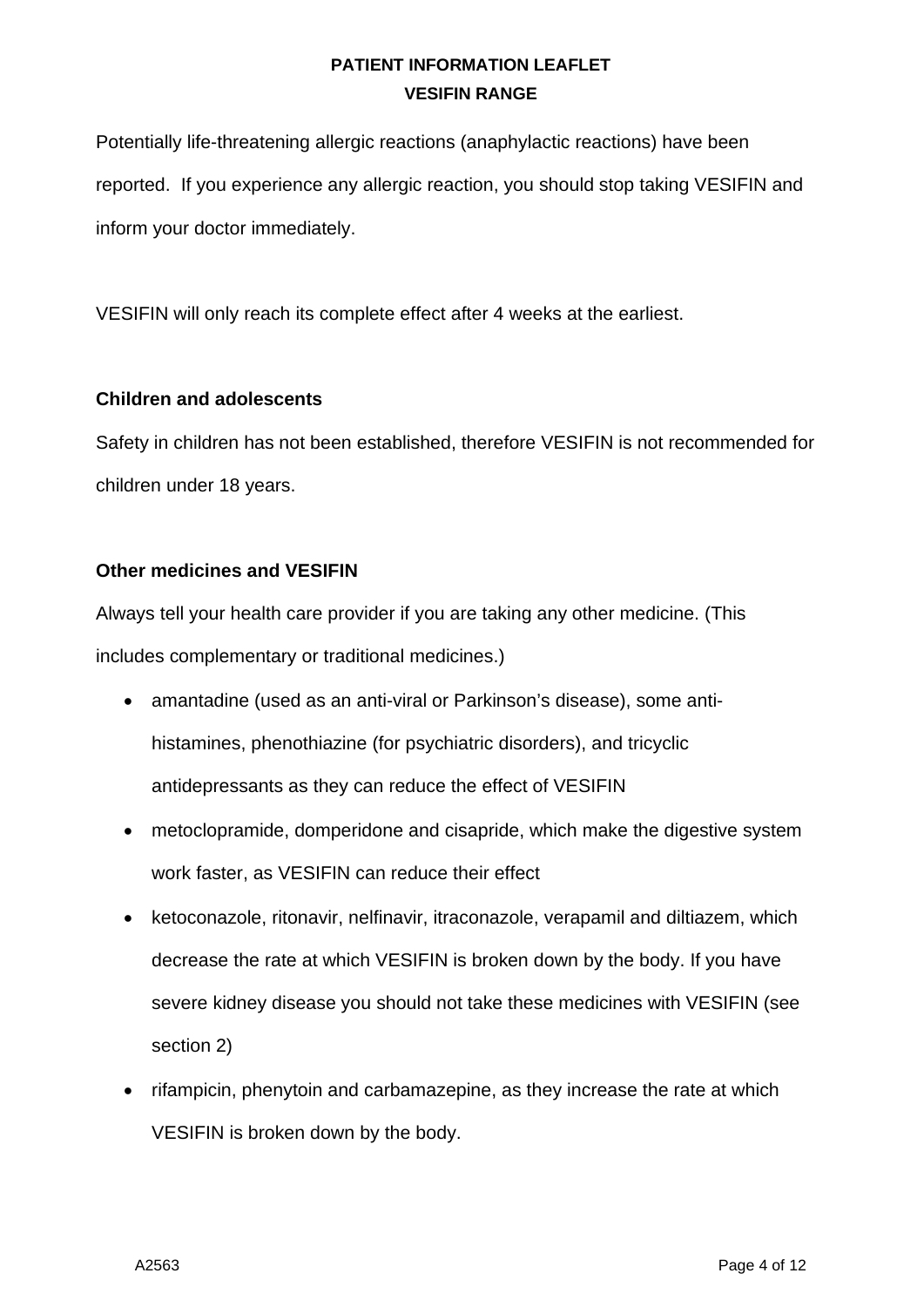Potentially life-threatening allergic reactions (anaphylactic reactions) have been reported. If you experience any allergic reaction, you should stop taking VESIFIN and inform your doctor immediately.

VESIFIN will only reach its complete effect after 4 weeks at the earliest.

**Children and adolescents**

Safety in children has not been established, therefore VESIFIN is not recommended for children under 18 years.

**Other medicines and VESIFIN**

Always tell your health care provider if you are taking any other medicine. (This includes complementary or traditional medicines.)

- amantadine (used as an anti-viral or Parkinson's disease), some anti-histamines, phenothiazine (for psychiatric disorders), and tricyclic antidepressants as they can reduce the effect of VESIFIN
- metoclopramide, domperidone and cisapride, which make the digestive system work faster, as VESIFIN can reduce their effect
- ketoconazole, ritonavir, nelfinavir, itraconazole, verapamil and diltiazem, which decrease the rate at which VESIFIN is broken down by the body. If you have severe kidney disease you should not take these medicines with VESIFIN (see section 2)
- rifampicin, phenytoin and carbamazepine, as they increase the rate at which VESIFIN is broken down by the body.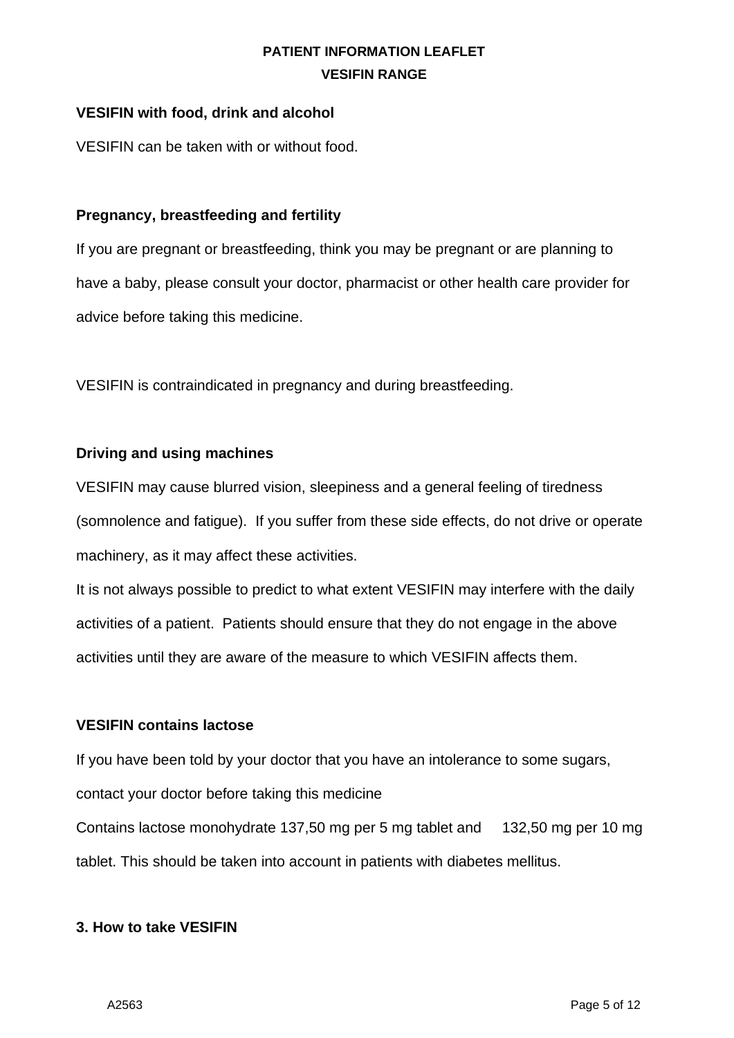**VESIFIN with food, drink and alcohol**

VESIFIN can be taken with or without food.

**Pregnancy, breastfeeding and fertility**

If you are pregnant or breastfeeding, think you may be pregnant or are planning to have a baby, please consult your doctor, pharmacist or other health care provider for advice before taking this medicine.

VESIFIN is contraindicated in pregnancy and during breastfeeding.

**Driving and using machines**

VESIFIN may cause blurred vision, sleepiness and a general feeling of tiredness (somnolence and fatigue). If you suffer from these side effects, do not drive or operate machinery, as it may affect these activities.

It is not always possible to predict to what extent VESIFIN may interfere with the daily activities of a patient. Patients should ensure that they do not engage in the above activities until they are aware of the measure to which VESIFIN affects them.

**VESIFIN contains lactose**

If you have been told by your doctor that you have an intolerance to some sugars, contact your doctor before taking this medicine

Contains lactose monohydrate 137,50 mg per 5 mg tablet and 132,50 mg per 10 mg tablet. This should be taken into account in patients with diabetes mellitus.

**3. How to take VESIFIN**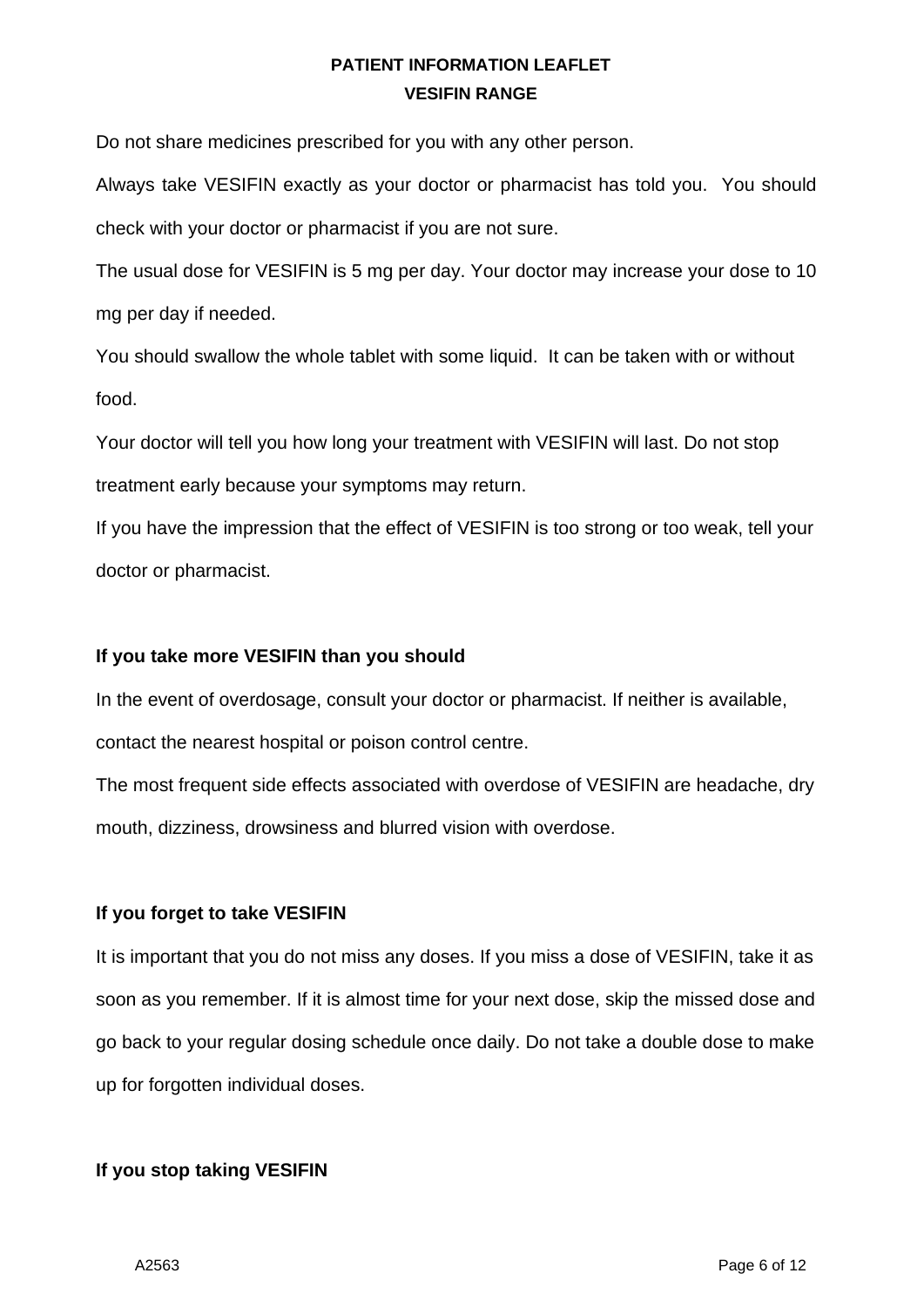Do not share medicines prescribed for you with any other person.

Always take VESIFIN exactly as your doctor or pharmacist has told you.  You should check with your doctor or pharmacist if you are not sure.

The usual dose for VESIFIN is 5 mg per day. Your doctor may increase your dose to 10 mg per day if needed.

You should swallow the whole tablet with some liquid.  It can be taken with or without food.

Your doctor will tell you how long your treatment with VESIFIN will last. Do not stop treatment early because your symptoms may return.

If you have the impression that the effect of VESIFIN is too strong or too weak, tell your doctor or pharmacist.

**If you take more VESIFIN than you should**

In the event of overdosage, consult your doctor or pharmacist. If neither is available, contact the nearest hospital or poison control centre.

The most frequent side effects associated with overdose of VESIFIN are headache, dry mouth, dizziness, drowsiness and blurred vision with overdose.

**If you forget to take VESIFIN**

It is important that you do not miss any doses. If you miss a dose of VESIFIN, take it as soon as you remember. If it is almost time for your next dose, skip the missed dose and go back to your regular dosing schedule once daily. Do not take a double dose to make up for forgotten individual doses.

**If you stop taking VESIFIN**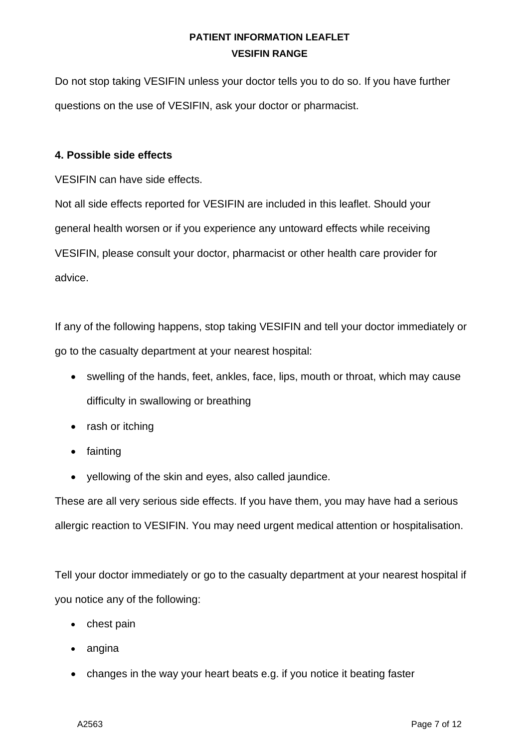Do not stop taking VESIFIN unless your doctor tells you to do so. If you have further questions on the use of VESIFIN, ask your doctor or pharmacist.

**4. Possible side effects**

VESIFIN can have side effects.

Not all side effects reported for VESIFIN are included in this leaflet. Should your general health worsen or if you experience any untoward effects while receiving VESIFIN, please consult your doctor, pharmacist or other health care provider for advice.

If any of the following happens, stop taking VESIFIN and tell your doctor immediately or go to the casualty department at your nearest hospital:

- swelling of the hands, feet, ankles, face, lips, mouth or throat, which may cause difficulty in swallowing or breathing
- rash or itching
- fainting
- yellowing of the skin and eyes, also called jaundice.

These are all very serious side effects. If you have them, you may have had a serious allergic reaction to VESIFIN. You may need urgent medical attention or hospitalisation.

Tell your doctor immediately or go to the casualty department at your nearest hospital if you notice any of the following:

- chest pain
- angina
- changes in the way your heart beats e.g. if you notice it beating faster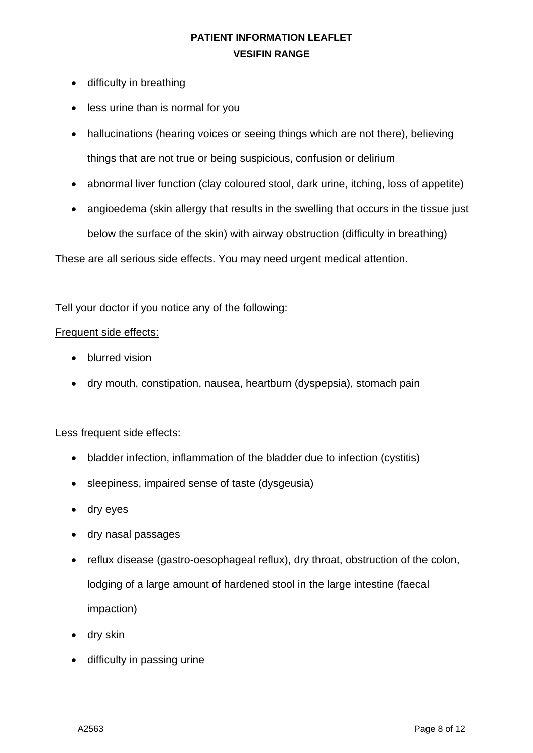- difficulty in breathing
- less urine than is normal for you
- hallucinations (hearing voices or seeing things which are not there), believing things that are not true or being suspicious, confusion or delirium
- abnormal liver function (clay coloured stool, dark urine, itching, loss of appetite)
- angioedema (skin allergy that results in the swelling that occurs in the tissue just below the surface of the skin) with airway obstruction (difficulty in breathing)

These are all serious side effects. You may need urgent medical attention.

Tell your doctor if you notice any of the following:

<u>Frequent side effects:</u>

- blurred vision
- dry mouth, constipation, nausea, heartburn (dyspepsia), stomach pain

<u>Less frequent side effects:</u>

- bladder infection, inflammation of the bladder due to infection (cystitis)
- sleepiness, impaired sense of taste (dysgeusia)
- dry eyes
- dry nasal passages
- reflux disease (gastro-oesophageal reflux), dry throat, obstruction of the colon, lodging of a large amount of hardened stool in the large intestine (faecal impaction)
- dry skin
- difficulty in passing urine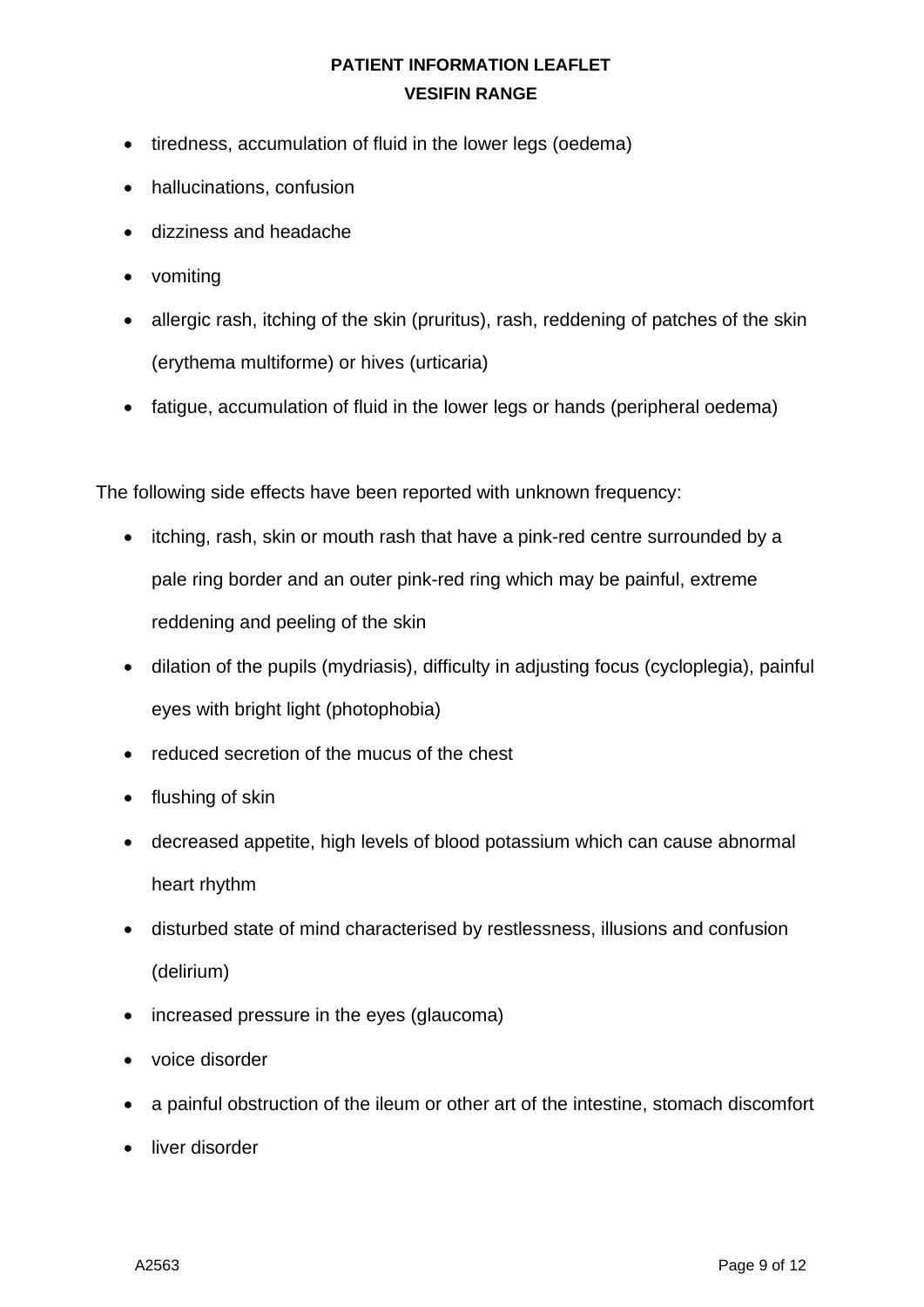- tiredness, accumulation of fluid in the lower legs (oedema)
- hallucinations, confusion
- dizziness and headache
- vomiting
- allergic rash, itching of the skin (pruritus), rash, reddening of patches of the skin (erythema multiforme) or hives (urticaria)
- fatigue, accumulation of fluid in the lower legs or hands (peripheral oedema)

The following side effects have been reported with unknown frequency:

- itching, rash, skin or mouth rash that have a pink-red centre surrounded by a pale ring border and an outer pink-red ring which may be painful, extreme reddening and peeling of the skin
- dilation of the pupils (mydriasis), difficulty in adjusting focus (cycloplegia), painful eyes with bright light (photophobia)
- reduced secretion of the mucus of the chest
- flushing of skin
- decreased appetite, high levels of blood potassium which can cause abnormal heart rhythm
- disturbed state of mind characterised by restlessness, illusions and confusion (delirium)
- increased pressure in the eyes (glaucoma)
- voice disorder
- a painful obstruction of the ileum or other art of the intestine, stomach discomfort
- liver disorder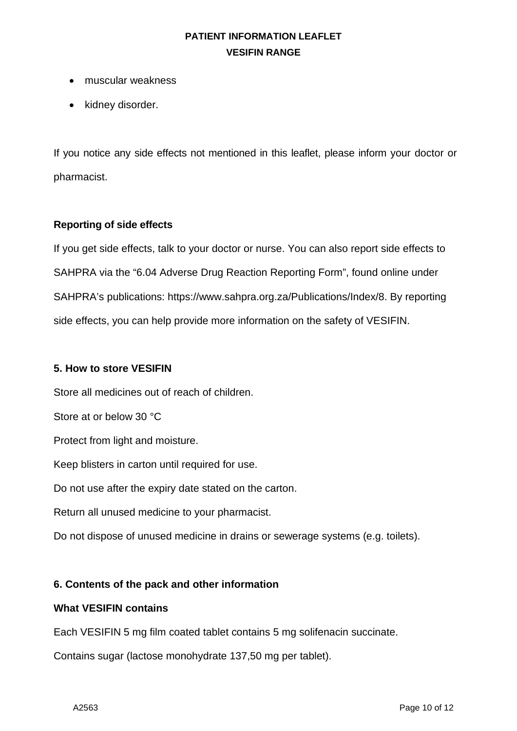- muscular weakness
- kidney disorder.

If you notice any side effects not mentioned in this leaflet, please inform your doctor or pharmacist.

**Reporting of side effects**

If you get side effects, talk to your doctor or nurse. You can also report side effects to SAHPRA via the “6.04 Adverse Drug Reaction Reporting Form”, found online under SAHPRA’s publications: https://www.sahpra.org.za/Publications/Index/8. By reporting side effects, you can help provide more information on the safety of VESIFIN.

**5. How to store VESIFIN**

Store all medicines out of reach of children.

Store at or below 30 °C

Protect from light and moisture.

Keep blisters in carton until required for use.

Do not use after the expiry date stated on the carton.

Return all unused medicine to your pharmacist.

Do not dispose of unused medicine in drains or sewerage systems (e.g. toilets).

**6. Contents of the pack and other information**

**What VESIFIN contains**

Each VESIFIN 5 mg film coated tablet contains 5 mg solifenacin succinate.

Contains sugar (lactose monohydrate 137,50 mg per tablet).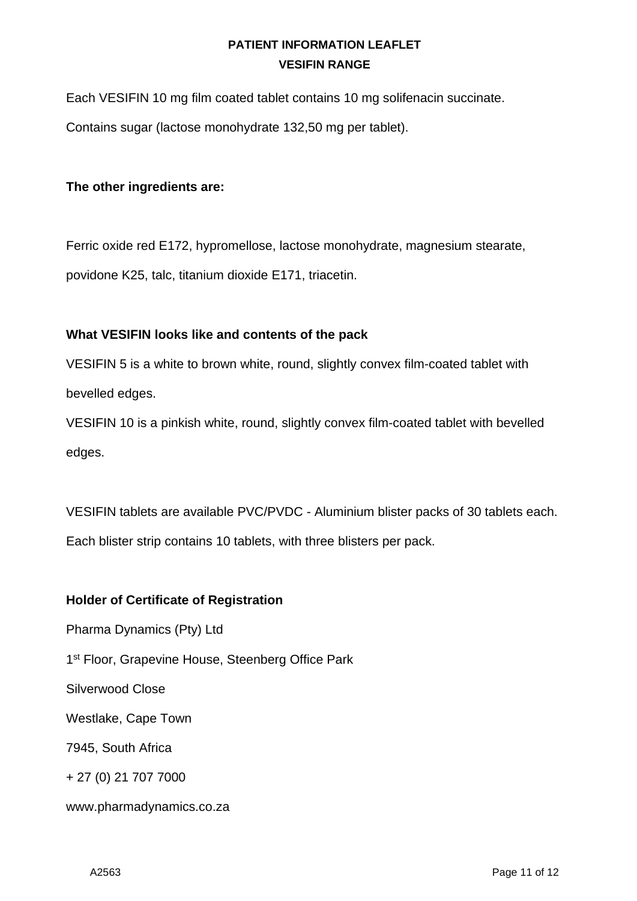Each VESIFIN 10 mg film coated tablet contains 10 mg solifenacin succinate.

Contains sugar (lactose monohydrate 132,50 mg per tablet).

**The other ingredients are:**

Ferric oxide red E172, hypromellose, lactose monohydrate, magnesium stearate, povidone K25, talc, titanium dioxide E171, triacetin.

**What VESIFIN looks like and contents of the pack**

VESIFIN 5 is a white to brown white, round, slightly convex film-coated tablet with bevelled edges.

VESIFIN 10 is a pinkish white, round, slightly convex film-coated tablet with bevelled edges.

VESIFIN tablets are available PVC/PVDC - Aluminium blister packs of 30 tablets each. Each blister strip contains 10 tablets, with three blisters per pack.

**Holder of Certificate of Registration**

Pharma Dynamics (Pty) Ltd

1st Floor, Grapevine House, Steenberg Office Park

Silverwood Close

Westlake, Cape Town

7945, South Africa

+ 27 (0) 21 707 7000

www.pharmadynamics.co.za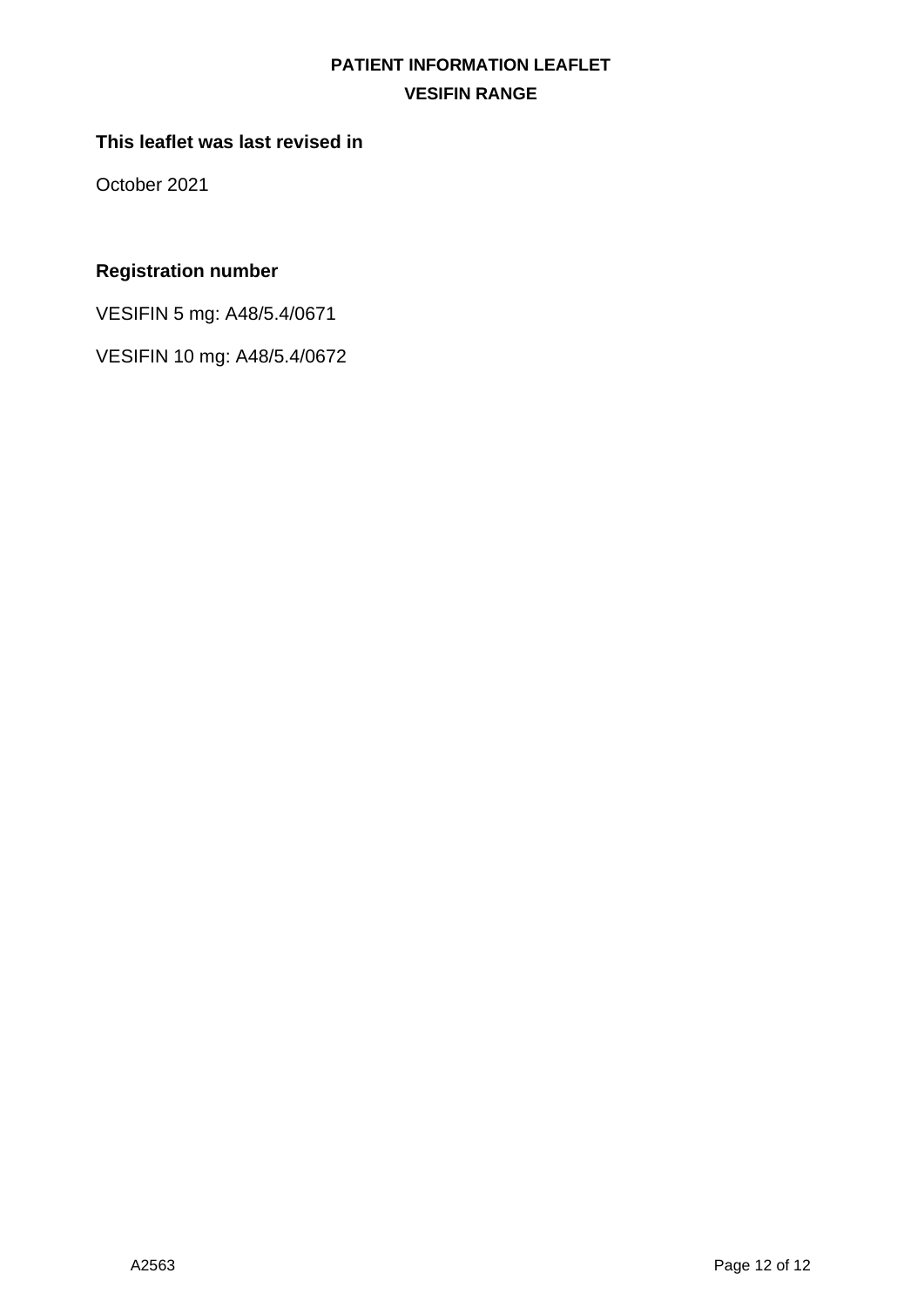## This leaflet was last revised in

October 2021

## Registration number

VESIFIN 5 mg: A48/5.4/0671

VESIFIN 10 mg: A48/5.4/0672